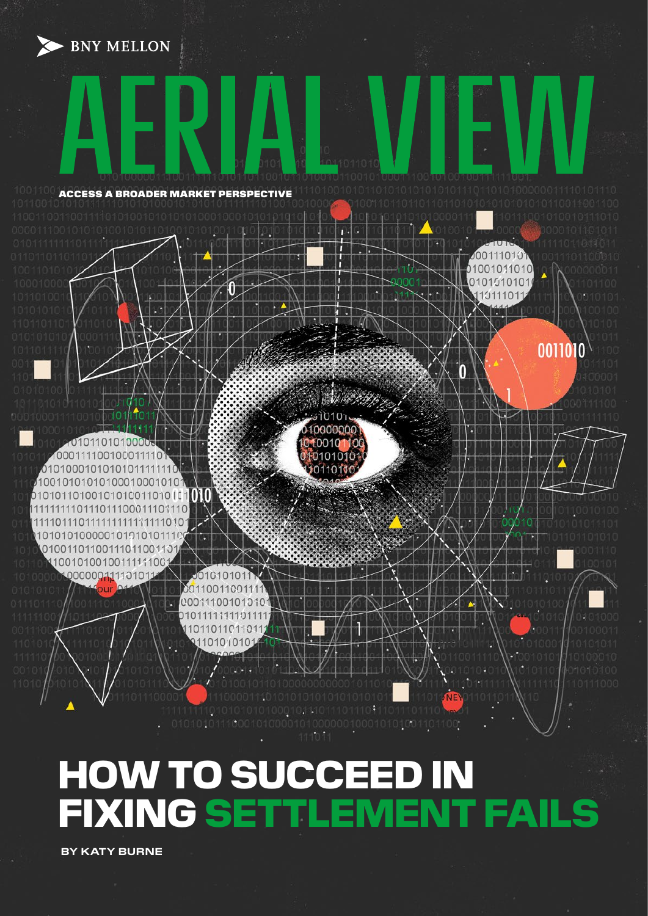BNY MELLON

# AERIAL VIEW

**ACCESS A BROADER MARKET PERSPECTIVE**

# HOW TO SUCCEED IN FIXING SETTLEMENT FAILS

**BY KATY BURNE**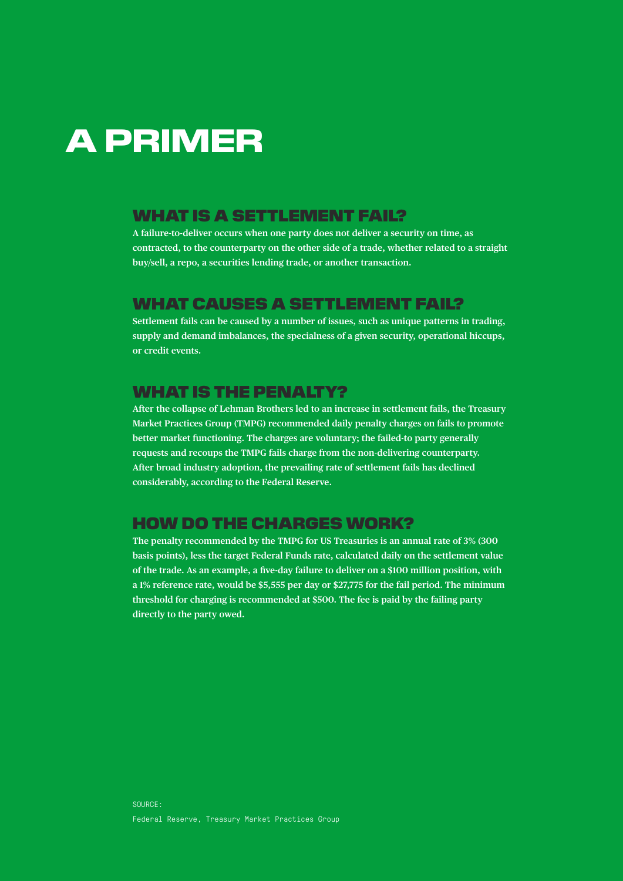# A PRIMER

## WHAT IS A SETTLEMENT FAIL?

A failure-to-deliver occurs when one party does not deliver a security on time, as contracted, to the counterparty on the other side of a trade, whether related to a straight buy/sell, a repo, a securities lending trade, or another transaction.

## WHAT CAUSES A SETTLEMENT FAIL?

Settlement fails can be caused by a number of issues, such as unique patterns in trading, supply and demand imbalances, the specialness of a given security, operational hiccups, or credit events.

## WHAT IS THE PENALTY?

After the collapse of Lehman Brothers led to an increase in settlement fails, the Treasury Market Practices Group (TMPG) recommended daily penalty charges on fails to promote better market functioning. The charges are voluntary; the failed-to party generally requests and recoups the TMPG fails charge from the non-delivering counterparty. After broad industry adoption, the prevailing rate of settlement fails has declined considerably, according to the Federal Reserve.

## HOW DO THE CHARGES WORK?

The penalty recommended by the TMPG for US Treasuries is an annual rate of 3% (300 basis points), less the target Federal Funds rate, calculated daily on the settlement value of the trade. As an example, a five-day failure to deliver on a $100 million position, with a 1% reference rate, would be $5,555 per day or $27,775 for the fail period. The minimum threshold for charging is recommended at $500. The fee is paid by the failing party directly to the party owed.

SOURCE:
Federal Reserve, Treasury Market Practices Group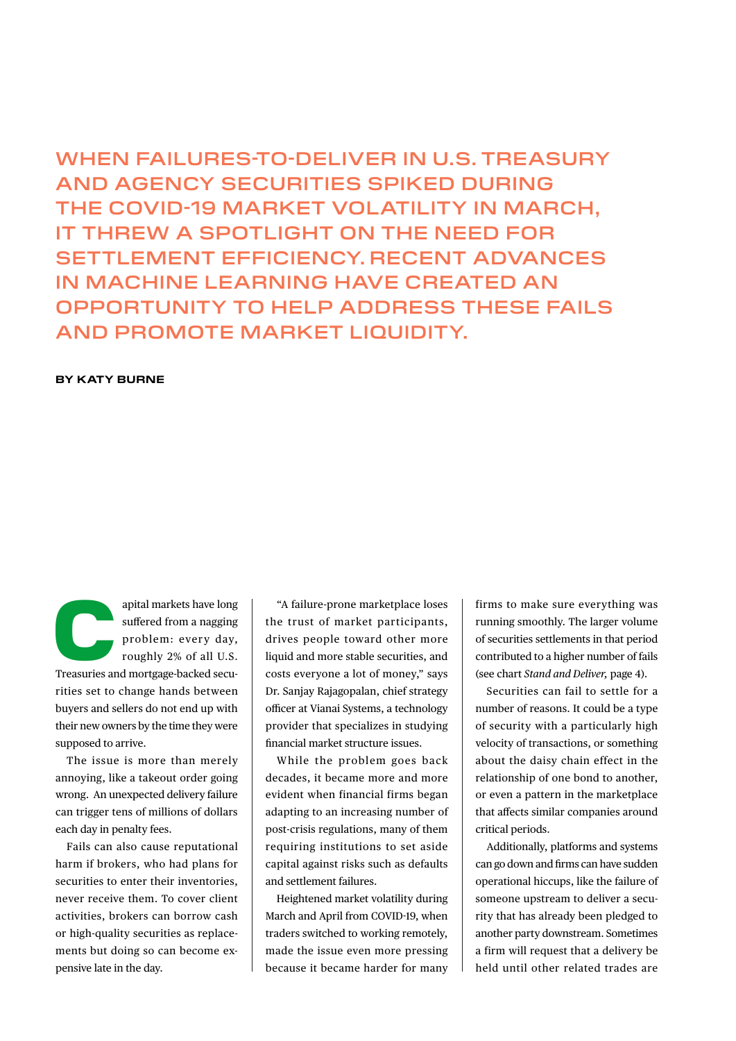**WHEN FAILURES-TO-DELIVER IN U.S. TREASURY AND AGENCY SECURITIES SPIKED DURING THE COVID-19 MARKET VOLATILITY IN MARCH, IT THREW A SPOTLIGHT ON THE NEED FOR SETTLEMENT EFFICIENCY. RECENT ADVANCES IN MACHINE LEARNING HAVE CREATED AN OPPORTUNITY TO HELP ADDRESS THESE FAILS AND PROMOTE MARKET LIQUIDITY.**

**BY KATY BURNE**

Capital markets have long suffered from a nagging problem: every day, roughly 2% of all U.S. Treasuries and mortgage-backed securities set to change hands between buyers and sellers do not end up with their new owners by the time they were supposed to arrive.

The issue is more than merely annoying, like a takeout order going wrong. An unexpected delivery failure can trigger tens of millions of dollars each day in penalty fees.

Fails can also cause reputational harm if brokers, who had plans for securities to enter their inventories, never receive them. To cover client activities, brokers can borrow cash or high-quality securities as replacements but doing so can become expensive late in the day.

"A failure-prone marketplace loses the trust of market participants, drives people toward other more liquid and more stable securities, and costs everyone a lot of money," says Dr. Sanjay Rajagopalan, chief strategy officer at Vianai Systems, a technology provider that specializes in studying financial market structure issues.

While the problem goes back decades, it became more and more evident when financial firms began adapting to an increasing number of post-crisis regulations, many of them requiring institutions to set aside capital against risks such as defaults and settlement failures.

Heightened market volatility during March and April from COVID-19, when traders switched to working remotely, made the issue even more pressing because it became harder for many firms to make sure everything was running smoothly. The larger volume of securities settlements in that period contributed to a higher number of fails (see chart *Stand and Deliver,* page 4).

Securities can fail to settle for a number of reasons. It could be a type of security with a particularly high velocity of transactions, or something about the daisy chain effect in the relationship of one bond to another, or even a pattern in the marketplace that affects similar companies around critical periods.

Additionally, platforms and systems can go down and firms can have sudden operational hiccups, like the failure of someone upstream to deliver a security that has already been pledged to another party downstream. Sometimes a firm will request that a delivery be held until other related trades are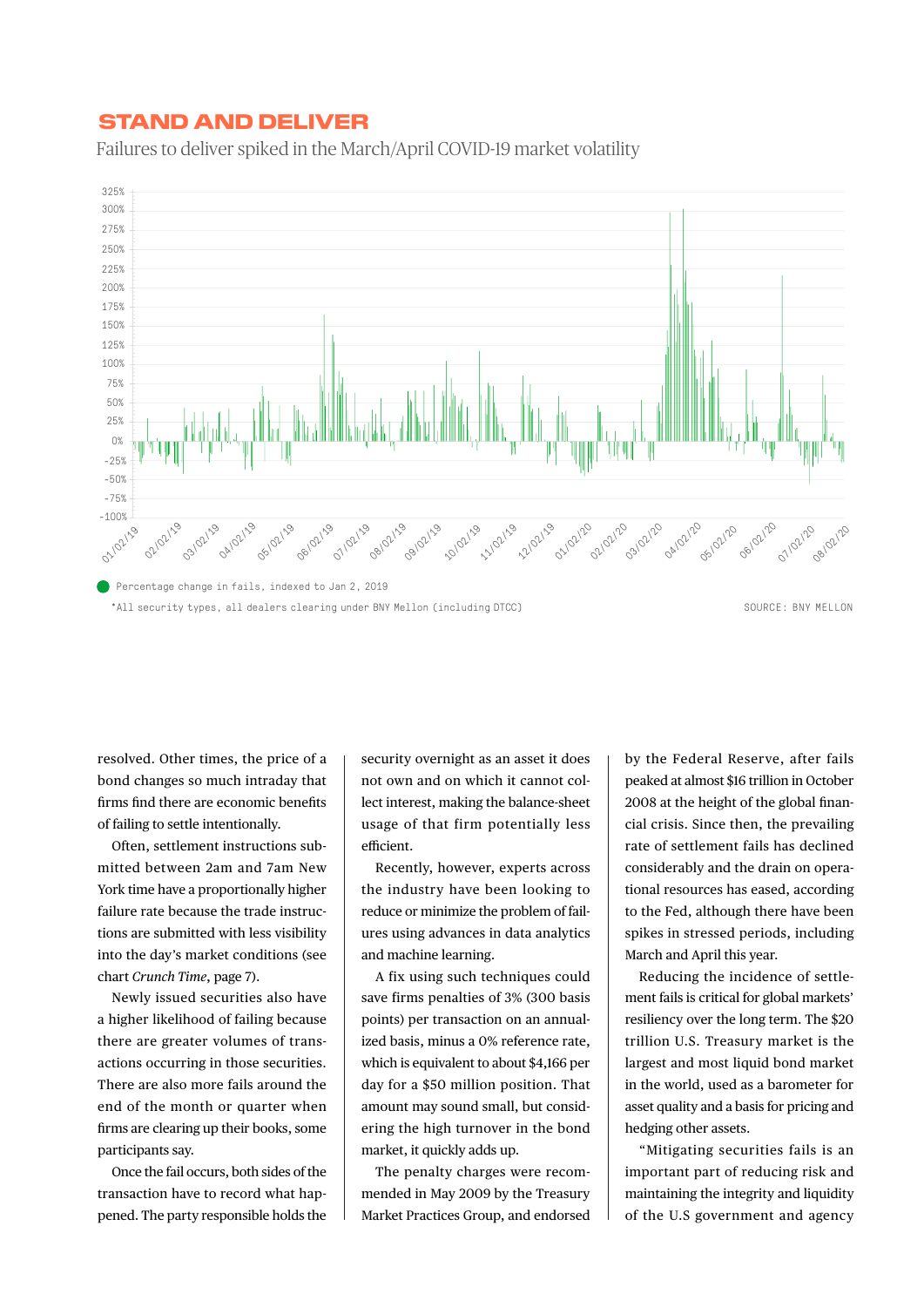## STAND AND DELIVER

Failures to deliver spiked in the March/April COVID-19 market volatility

Percentage change in fails, indexed to Jan 2, 2019

*All security types, all dealers clearing under BNY Mellon (including DTCC)

SOURCE: BNY MELLON

resolved. Other times, the price of a bond changes so much intraday that firms find there are economic benefits of failing to settle intentionally.

Often, settlement instructions submitted between 2am and 7am New York time have a proportionally higher failure rate because the trade instructions are submitted with less visibility into the day's market conditions (see chart *Crunch Time*, page 7).

Newly issued securities also have a higher likelihood of failing because there are greater volumes of transactions occurring in those securities. There are also more fails around the end of the month or quarter when firms are clearing up their books, some participants say.

Once the fail occurs, both sides of the transaction have to record what happened. The party responsible holds the security overnight as an asset it does not own and on which it cannot collect interest, making the balance-sheet usage of that firm potentially less efficient.

Recently, however, experts across the industry have been looking to reduce or minimize the problem of failures using advances in data analytics and machine learning.

A fix using such techniques could save firms penalties of 3% (300 basis points) per transaction on an annualized basis, minus a 0% reference rate, which is equivalent to about $4,166 per day for a $50 million position. That amount may sound small, but considering the high turnover in the bond market, it quickly adds up.

The penalty charges were recommended in May 2009 by the Treasury Market Practices Group, and endorsed by the Federal Reserve, after fails peaked at almost $16 trillion in October 2008 at the height of the global financial crisis. Since then, the prevailing rate of settlement fails has declined considerably and the drain on operational resources has eased, according to the Fed, although there have been spikes in stressed periods, including March and April this year.

Reducing the incidence of settlement fails is critical for global markets' resiliency over the long term. The $20 trillion U.S. Treasury market is the largest and most liquid bond market in the world, used as a barometer for asset quality and a basis for pricing and hedging other assets.

"Mitigating securities fails is an important part of reducing risk and maintaining the integrity and liquidity of the U.S government and agency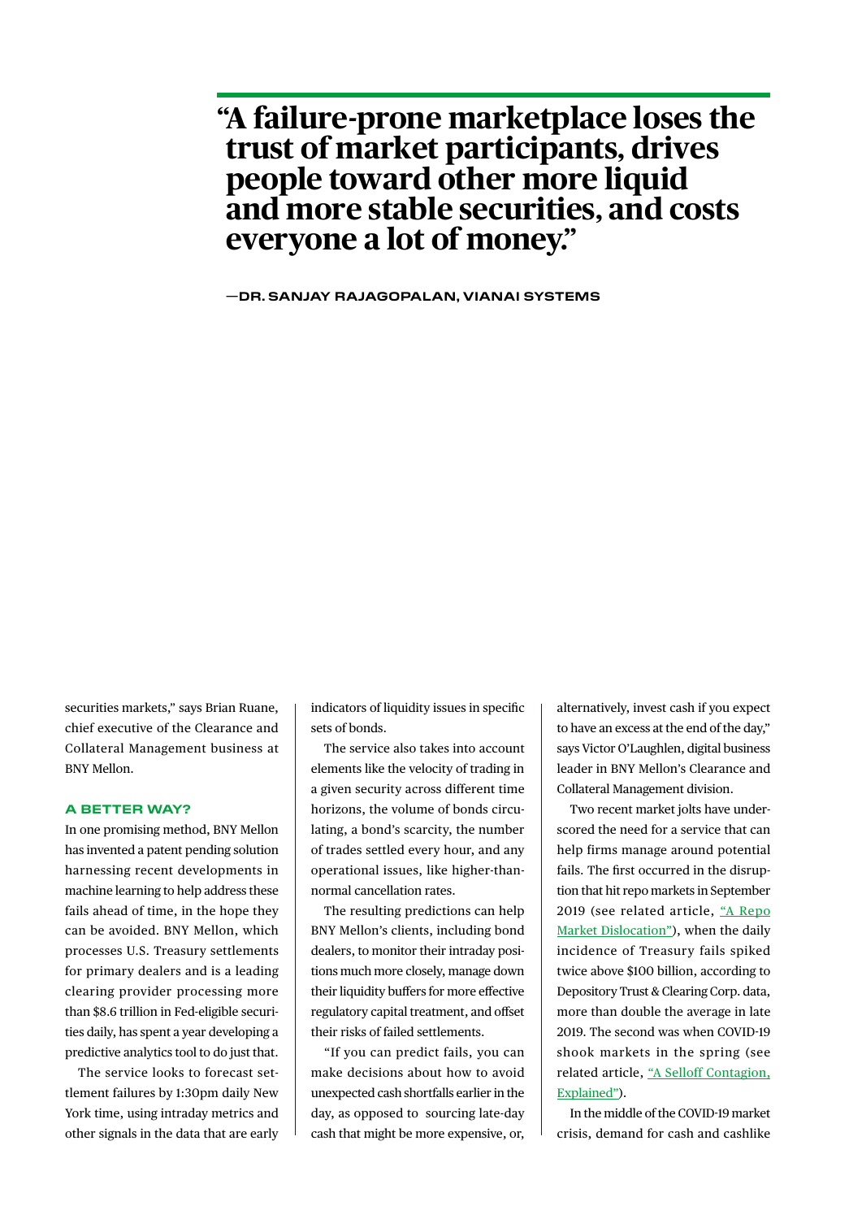> **"A failure-prone marketplace loses the trust of market participants, drives people toward other more liquid and more stable securities, and costs everyone a lot of money."**
>
> —DR. SANJAY RAJAGOPALAN, VIANAI SYSTEMS

securities markets," says Brian Ruane, chief executive of the Clearance and Collateral Management business at BNY Mellon.

### A BETTER WAY?

In one promising method, BNY Mellon has invented a patent pending solution harnessing recent developments in machine learning to help address these fails ahead of time, in the hope they can be avoided. BNY Mellon, which processes U.S. Treasury settlements for primary dealers and is a leading clearing provider processing more than $8.6 trillion in Fed-eligible securities daily, has spent a year developing a predictive analytics tool to do just that.

The service looks to forecast settlement failures by 1:30pm daily New York time, using intraday metrics and other signals in the data that are early indicators of liquidity issues in specific sets of bonds.

The service also takes into account elements like the velocity of trading in a given security across different time horizons, the volume of bonds circulating, a bond's scarcity, the number of trades settled every hour, and any operational issues, like higher-than-normal cancellation rates.

The resulting predictions can help BNY Mellon's clients, including bond dealers, to monitor their intraday positions much more closely, manage down their liquidity buffers for more effective regulatory capital treatment, and offset their risks of failed settlements.

"If you can predict fails, you can make decisions about how to avoid unexpected cash shortfalls earlier in the day, as opposed to sourcing late-day cash that might be more expensive, or, alternatively, invest cash if you expect to have an excess at the end of the day," says Victor O'Laughlen, digital business leader in BNY Mellon's Clearance and Collateral Management division.

Two recent market jolts have underscored the need for a service that can help firms manage around potential fails. The first occurred in the disruption that hit repo markets in September 2019 (see related article, "A Repo Market Dislocation"), when the daily incidence of Treasury fails spiked twice above $100 billion, according to Depository Trust & Clearing Corp. data, more than double the average in late 2019. The second was when COVID-19 shook markets in the spring (see related article, "A Selloff Contagion, Explained").

In the middle of the COVID-19 market crisis, demand for cash and cashlike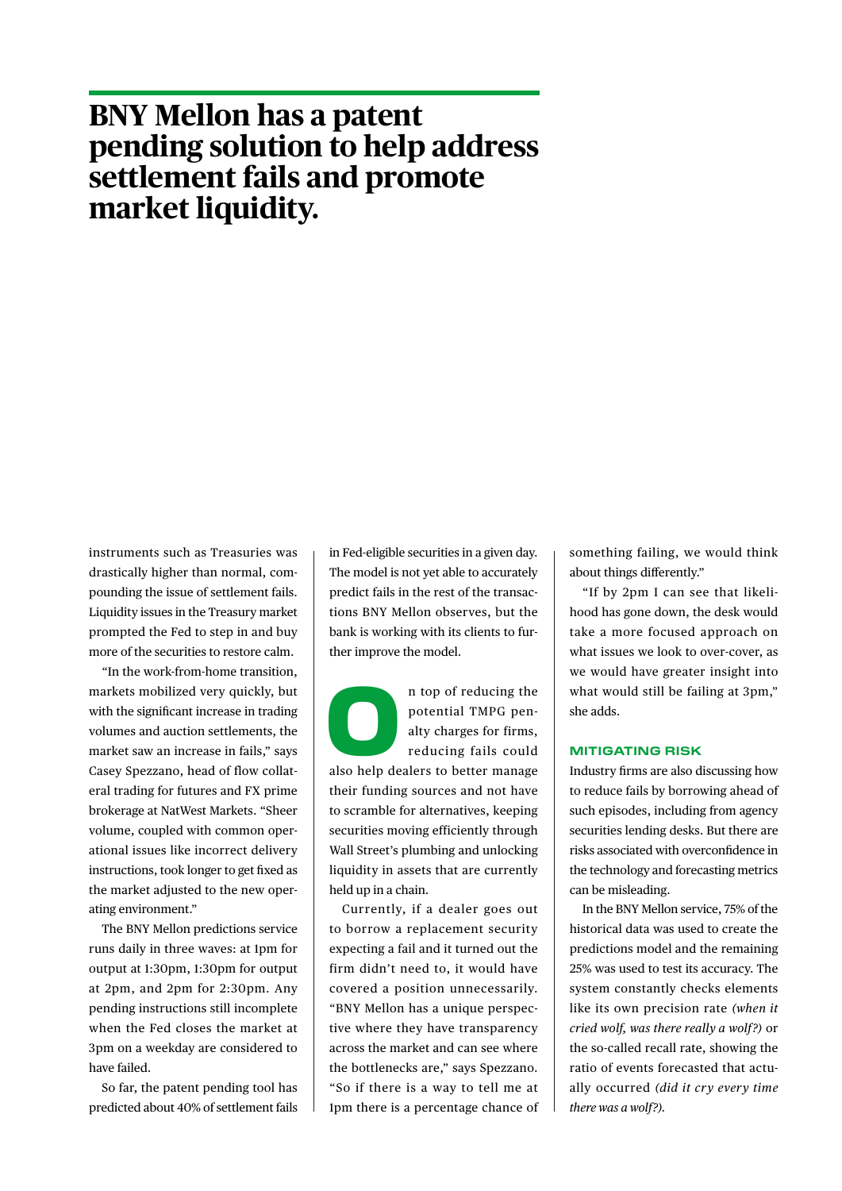# BNY Mellon has a patent pending solution to help address settlement fails and promote market liquidity.

instruments such as Treasuries was drastically higher than normal, compounding the issue of settlement fails. Liquidity issues in the Treasury market prompted the Fed to step in and buy more of the securities to restore calm.

"In the work-from-home transition, markets mobilized very quickly, but with the significant increase in trading volumes and auction settlements, the market saw an increase in fails," says Casey Spezzano, head of flow collateral trading for futures and FX prime brokerage at NatWest Markets. "Sheer volume, coupled with common operational issues like incorrect delivery instructions, took longer to get fixed as the market adjusted to the new operating environment."

The BNY Mellon predictions service runs daily in three waves: at 1pm for output at 1:30pm, 1:30pm for output at 2pm, and 2pm for 2:30pm. Any pending instructions still incomplete when the Fed closes the market at 3pm on a weekday are considered to have failed.

So far, the patent pending tool has predicted about 40% of settlement fails in Fed-eligible securities in a given day. The model is not yet able to accurately predict fails in the rest of the transactions BNY Mellon observes, but the bank is working with its clients to further improve the model.

On top of reducing the potential TMPG penalty charges for firms, reducing fails could also help dealers to better manage their funding sources and not have to scramble for alternatives, keeping securities moving efficiently through Wall Street's plumbing and unlocking liquidity in assets that are currently held up in a chain.

Currently, if a dealer goes out to borrow a replacement security expecting a fail and it turned out the firm didn't need to, it would have covered a position unnecessarily. "BNY Mellon has a unique perspective where they have transparency across the market and can see where the bottlenecks are," says Spezzano. "So if there is a way to tell me at 1pm there is a percentage chance of something failing, we would think about things differently."

"If by 2pm I can see that likelihood has gone down, the desk would take a more focused approach on what issues we look to over-cover, as we would have greater insight into what would still be failing at 3pm," she adds.

### MITIGATING RISK

Industry firms are also discussing how to reduce fails by borrowing ahead of such episodes, including from agency securities lending desks. But there are risks associated with overconfidence in the technology and forecasting metrics can be misleading.

In the BNY Mellon service, 75% of the historical data was used to create the predictions model and the remaining 25% was used to test its accuracy. The system constantly checks elements like its own precision rate *(when it cried wolf, was there really a wolf?)* or the so-called recall rate, showing the ratio of events forecasted that actually occurred *(did it cry every time there was a wolf?)*.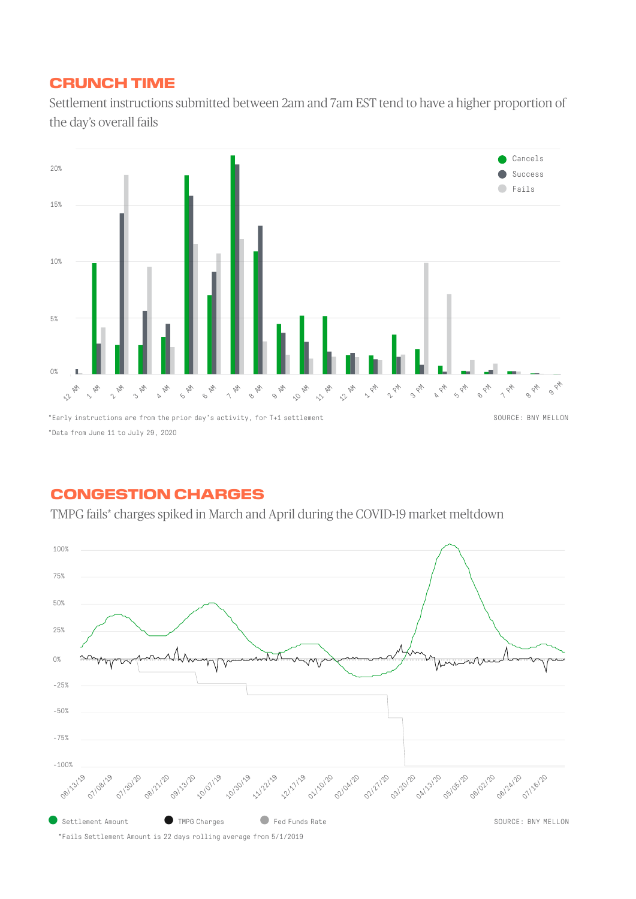## CRUNCH TIME

Settlement instructions submitted between 2am and 7am EST tend to have a higher proportion of the day's overall fails

*Early instructions are from the prior day's activity, for T+1 settlement

*Data from June 11 to July 29, 2020

SOURCE: BNY MELLON

## CONGESTION CHARGES

TMPG fails* charges spiked in March and April during the COVID-19 market meltdown

SOURCE: BNY MELLON

*Fails Settlement Amount is 22 days rolling average from 5/1/2019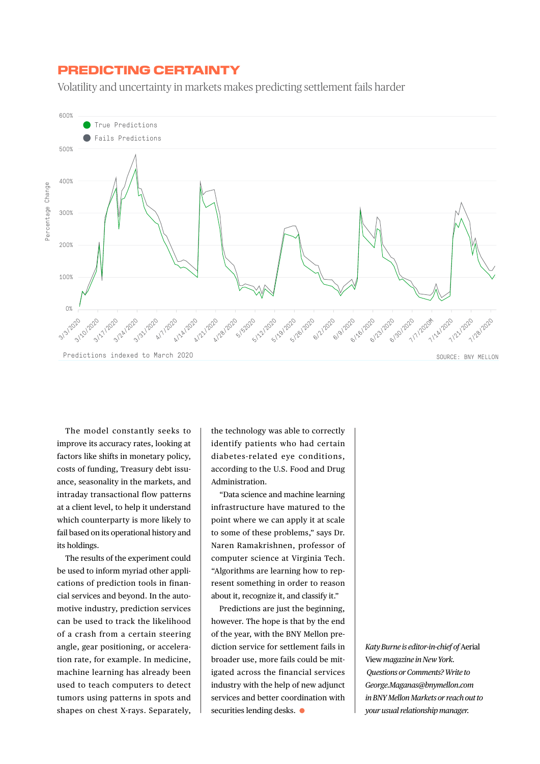## PREDICTING CERTAINTY

Volatility and uncertainty in markets makes predicting settlement fails harder

Predictions indexed to March 2020

SOURCE: BNY MELLON

The model constantly seeks to improve its accuracy rates, looking at factors like shifts in monetary policy, costs of funding, Treasury debt issuance, seasonality in the markets, and intraday transactional flow patterns at a client level, to help it understand which counterparty is more likely to fail based on its operational history and its holdings.

The results of the experiment could be used to inform myriad other applications of prediction tools in financial services and beyond. In the automotive industry, prediction services can be used to track the likelihood of a crash from a certain steering angle, gear positioning, or acceleration rate, for example. In medicine, machine learning has already been used to teach computers to detect tumors using patterns in spots and shapes on chest X-rays. Separately, the technology was able to correctly identify patients who had certain diabetes-related eye conditions, according to the U.S. Food and Drug Administration.

"Data science and machine learning infrastructure have matured to the point where we can apply it at scale to some of these problems," says Dr. Naren Ramakrishnen, professor of computer science at Virginia Tech. "Algorithms are learning how to represent something in order to reason about it, recognize it, and classify it."

Predictions are just the beginning, however. The hope is that by the end of the year, with the BNY Mellon prediction service for settlement fails in broader use, more fails could be mitigated across the financial services industry with the help of new adjunct services and better coordination with securities lending desks.

*Katy Burne is editor-in-chief of* Aerial View *magazine in New York. Questions or Comments? Write to George.Maganas@bnymellon.com in BNY Mellon Markets or reach out to your usual relationship manager.*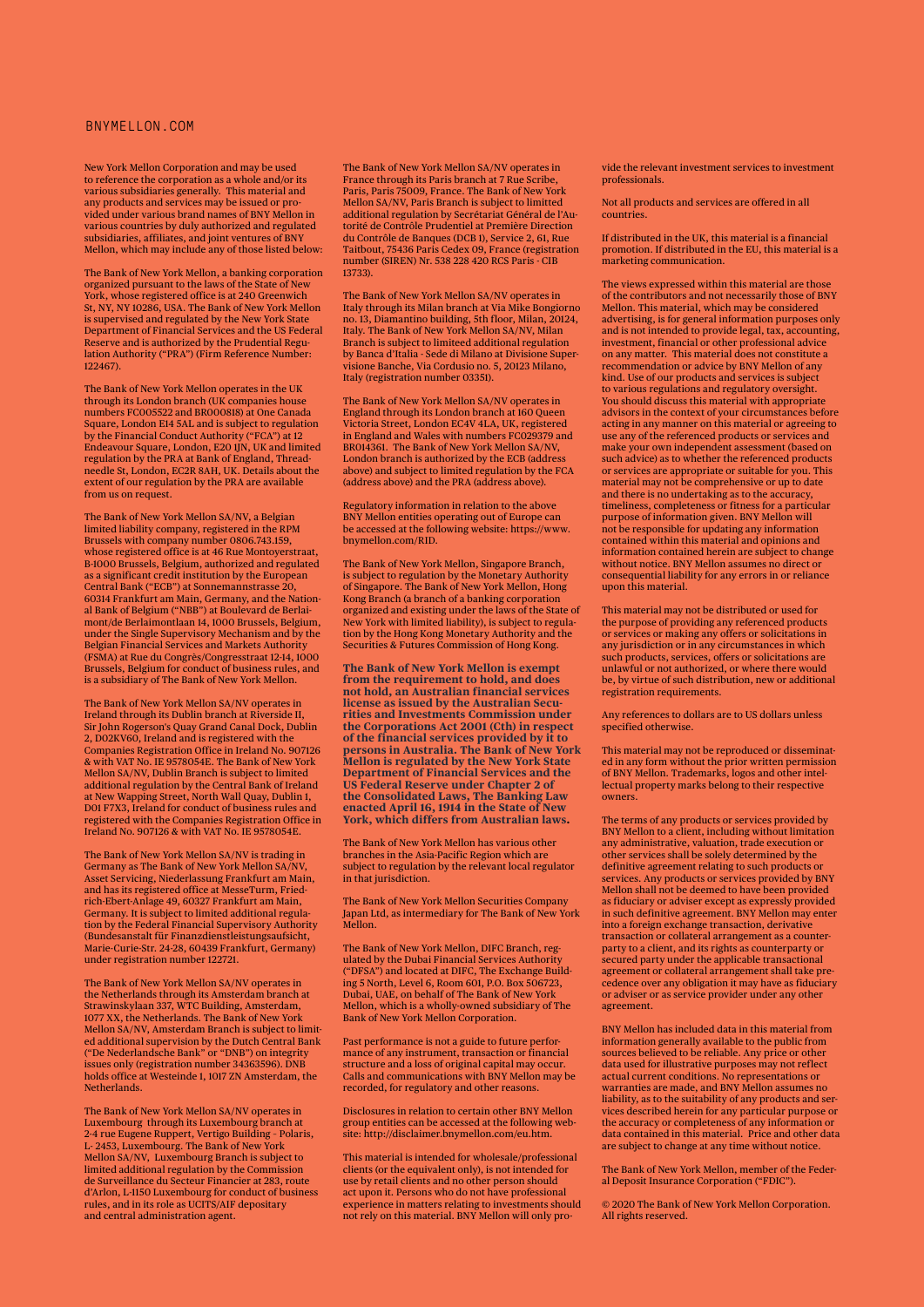New York Mellon Corporation and may be used to reference the corporation as a whole and/or its various subsidiaries generally. This material and any products and services may be issued or provided under various brand names of BNY Mellon in various countries by duly authorized and regulated subsidiaries, affiliates, and joint ventures of BNY Mellon, which may include any of those listed below:

The Bank of New York Mellon, a banking corporation organized pursuant to the laws of the State of New York, whose registered office is at 240 Greenwich St, NY, NY 10286, USA. The Bank of New York Mellon is supervised and regulated by the New York State Department of Financial Services and the US Federal Reserve and is authorized by the Prudential Regulation Authority ("PRA") (Firm Reference Number: 122467).

The Bank of New York Mellon operates in the UK through its London branch (UK companies house numbers FC005522 and BR000818) at One Canada Square, London E14 5AL and is subject to regulation by the Financial Conduct Authority ("FCA") at 12 Endeavour Square, London, E20 1JN, UK and limited regulation by the PRA at Bank of England, Threadneedle St, London, EC2R 8AH, UK. Details about the extent of our regulation by the PRA are available from us on request.

The Bank of New York Mellon SA/NV, a Belgian limited liability company, registered in the RPM Brussels with company number 0806.743.159, whose registered office is at 46 Rue Montoyerstraat, B-1000 Brussels, Belgium, authorized and regulated as a significant credit institution by the European Central Bank ("ECB") at Sonnemannstrasse 20, 60314 Frankfurt am Main, Germany, and the National Bank of Belgium ("NBB") at Boulevard de Berlaimont/de Berlaimontlaan 14, 1000 Brussels, Belgium, under the Single Supervisory Mechanism and by the Belgian Financial Services and Markets Authority (FSMA) at Rue du Congrès/Congresstraat 12-14, 1000 Brussels, Belgium for conduct of business rules, and is a subsidiary of The Bank of New York Mellon.

The Bank of New York Mellon SA/NV operates in Ireland through its Dublin branch at Riverside II, Sir John Rogerson's Quay Grand Canal Dock, Dublin 2, D02KV60, Ireland and is registered with the Companies Registration Office in Ireland No. 907126 & with VAT No. IE 9578054E. The Bank of New York Mellon SA/NV, Dublin Branch is subject to limited additional regulation by the Central Bank of Ireland at New Wapping Street, North Wall Quay, Dublin 1, D01 F7X3, Ireland for conduct of business rules and registered with the Companies Registration Office in Ireland No. 907126 & with VAT No. IE 9578054E.

The Bank of New York Mellon SA/NV is trading in Germany as The Bank of New York Mellon SA/NV, Asset Servicing, Niederlassung Frankfurt am Main, and has its registered office at MesseTurm, Friedrich-Ebert-Anlage 49, 60327 Frankfurt am Main, Germany. It is subject to limited additional regulation by the Federal Financial Supervisory Authority (Bundesanstalt für Finanzdienstleistungsaufsicht, Marie-Curie-Str. 24-28, 60439 Frankfurt, Germany) under registration number 122721.

The Bank of New York Mellon SA/NV operates in the Netherlands through its Amsterdam branch at Strawinskylaan 337, WTC Building, Amsterdam, 1077 XX, the Netherlands. The Bank of New York Mellon SA/NV, Amsterdam Branch is subject to limited additional supervision by the Dutch Central Bank ("De Nederlandsche Bank" or "DNB") on integrity issues only (registration number 34363596). DNB holds office at Westeinde 1, 1017 ZN Amsterdam, the Netherlands.

The Bank of New York Mellon SA/NV operates in Luxembourg through its Luxembourg branch at 2-4 rue Eugene Ruppert, Vertigo Building - Polaris, L- 2453, Luxembourg. The Bank of New York Mellon SA/NV, Luxembourg Branch is subject to limited additional regulation by the Commission de Surveillance du Secteur Financier at 283, route d'Arlon, L-1150 Luxembourg for conduct of business rules, and in its role as UCITS/AIF depositary and central administration agent.

The Bank of New York Mellon SA/NV operates in France through its Paris branch at 7 Rue Scribe, Paris, Paris 75009, France. The Bank of New York Mellon SA/NV, Paris Branch is subject to limitted additional regulation by Secrétariat Général de l'Autorité de Contrôle Prudentiel at Première Direction du Contrôle de Banques (DCB 1), Service 2, 61, Rue Taitbout, 75436 Paris Cedex 09, France (registration number (SIREN) Nr. 538 228 420 RCS Paris - CIB 13733).

The Bank of New York Mellon SA/NV operates in Italy through its Milan branch at Via Mike Bongiorno no. 13, Diamantino building, 5th floor, Milan, 20124, Italy. The Bank of New York Mellon SA/NV, Milan Branch is subject to limiteed additional regulation by Banca d'Italia - Sede di Milano at Divisione Supervisione Banche, Via Cordusio no. 5, 20123 Milano, Italy (registration number 03351).

The Bank of New York Mellon SA/NV operates in England through its London branch at 160 Queen Victoria Street, London EC4V 4LA, UK, registered in England and Wales with numbers FC029379 and BR014361. The Bank of New York Mellon SA/NV, London branch is authorized by the ECB (address above) and subject to limited regulation by the FCA (address above) and the PRA (address above).

Regulatory information in relation to the above BNY Mellon entities operating out of Europe can be accessed at the following website: https://www.bnymellon.com/RID.

The Bank of New York Mellon, Singapore Branch, is subject to regulation by the Monetary Authority of Singapore. The Bank of New York Mellon, Hong Kong Branch (a branch of a banking corporation organized and existing under the laws of the State of New York with limited liability), is subject to regulation by the Hong Kong Monetary Authority and the Securities & Futures Commission of Hong Kong.

**The Bank of New York Mellon is exempt from the requirement to hold, and does not hold, an Australian financial services license as issued by the Australian Securities and Investments Commission under the Corporations Act 2001 (Cth) in respect of the financial services provided by it to persons in Australia. The Bank of New York Mellon is regulated by the New York State Department of Financial Services and the US Federal Reserve under Chapter 2 of the Consolidated Laws, The Banking Law enacted April 16, 1914 in the State of New York, which differs from Australian laws.**

The Bank of New York Mellon has various other branches in the Asia-Pacific Region which are subject to regulation by the relevant local regulator in that jurisdiction.

The Bank of New York Mellon Securities Company Japan Ltd, as intermediary for The Bank of New York Mellon.

The Bank of New York Mellon, DIFC Branch, regulated by the Dubai Financial Services Authority ("DFSA") and located at DIFC, The Exchange Building 5 North, Level 6, Room 601, P.O. Box 506723, Dubai, UAE, on behalf of The Bank of New York Mellon, which is a wholly-owned subsidiary of The Bank of New York Mellon Corporation.

Past performance is not a guide to future performance of any instrument, transaction or financial structure and a loss of original capital may occur. Calls and communications with BNY Mellon may be recorded, for regulatory and other reasons.

Disclosures in relation to certain other BNY Mellon group entities can be accessed at the following website: http://disclaimer.bnymellon.com/eu.htm.

This material is intended for wholesale/professional clients (or the equivalent only), is not intended for use by retail clients and no other person should act upon it. Persons who do not have professional experience in matters relating to investments should not rely on this material. BNY Mellon will only provide the relevant investment services to investment professionals.

Not all products and services are offered in all countries.

If distributed in the UK, this material is a financial promotion. If distributed in the EU, this material is a marketing communication.

The views expressed within this material are those of the contributors and not necessarily those of BNY Mellon. This material, which may be considered advertising, is for general information purposes only and is not intended to provide legal, tax, accounting, investment, financial or other professional advice on any matter. This material does not constitute a recommendation or advice by BNY Mellon of any kind. Use of our products and services is subject to various regulations and regulatory oversight. You should discuss this material with appropriate advisors in the context of your circumstances before acting in any manner on this material or agreeing to use any of the referenced products or services and make your own independent assessment (based on such advice) as to whether the referenced products or services are appropriate or suitable for you. This material may not be comprehensive or up to date and there is no undertaking as to the accuracy, timeliness, completeness or fitness for a particular purpose of information given. BNY Mellon will not be responsible for updating any information contained within this material and opinions and information contained herein are subject to change without notice. BNY Mellon assumes no direct or consequential liability for any errors in or reliance upon this material.

This material may not be distributed or used for the purpose of providing any referenced products or services or making any offers or solicitations in any jurisdiction or in any circumstances in which such products, services, offers or solicitations are unlawful or not authorized, or where there would be, by virtue of such distribution, new or additional registration requirements.

Any references to dollars are to US dollars unless specified otherwise.

This material may not be reproduced or disseminated in any form without the prior written permission of BNY Mellon. Trademarks, logos and other intellectual property marks belong to their respective owners.

The terms of any products or services provided by BNY Mellon to a client, including without limitation any administrative, valuation, trade execution or other services shall be solely determined by the definitive agreement relating to such products or services. Any products or services provided by BNY Mellon shall not be deemed to have been provided as fiduciary or adviser except as expressly provided in such definitive agreement. BNY Mellon may enter into a foreign exchange transaction, derivative transaction or collateral arrangement as a counterparty to a client, and its rights as counterparty or secured party under the applicable transactional agreement or collateral arrangement shall take precedence over any obligation it may have as fiduciary or adviser or as service provider under any other agreement.

BNY Mellon has included data in this material from information generally available to the public from sources believed to be reliable. Any price or other data used for illustrative purposes may not reflect actual current conditions. No representations or warranties are made, and BNY Mellon assumes no liability, as to the suitability of any products and services described herein for any particular purpose or the accuracy or completeness of any information or data contained in this material. Price and other data are subject to change at any time without notice.

The Bank of New York Mellon, member of the Federal Deposit Insurance Corporation ("FDIC").

© 2020 The Bank of New York Mellon Corporation. All rights reserved.